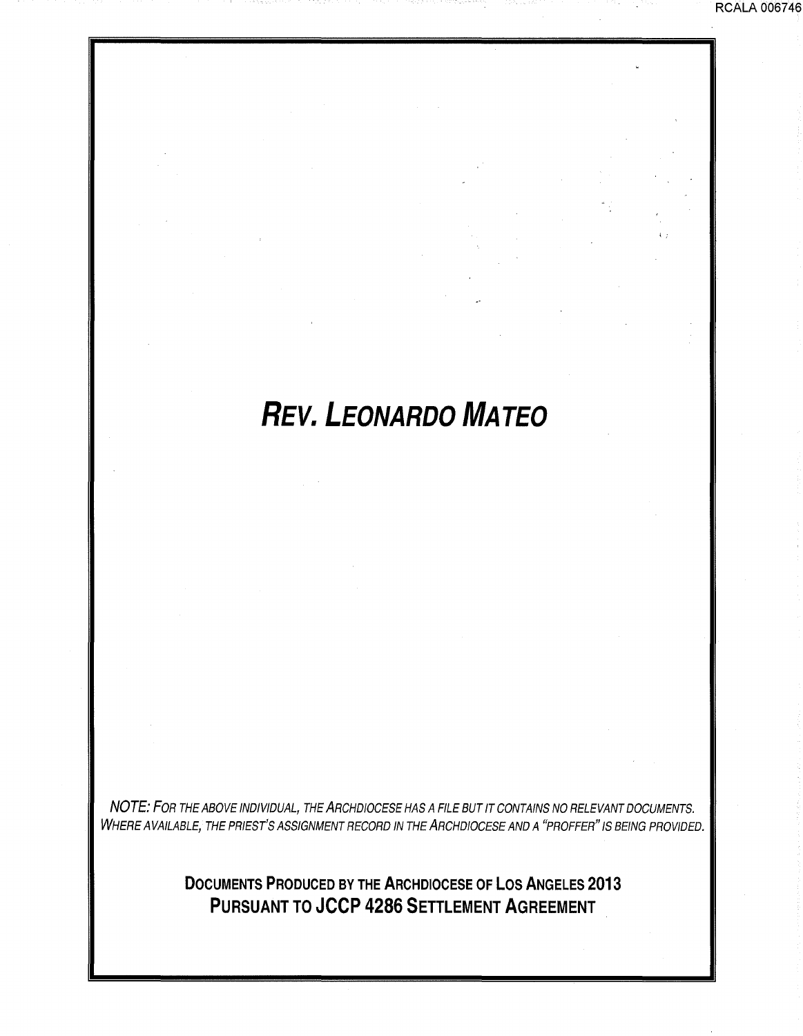# *REV. LEONARDO MATEO*

*NOTE: FOR THE ABOVE INDIVIDUAL, THE ARCHDIOCESE HAS A FILE BUT IT CONTAINS NO RELEVANT DOCUMENTS. WHERE AVAILABLE, THE PRIEST'S ASSIGNMENT RECORD IN THE ARCHDIOCESE AND A "PROFFER" IS BEING PROVIDED.*

**DOCUMENTS PRODUCED BY THE ARCHDIOCESE OF LOS ANGELES 2013**
**PURSUANT TO JCCP 4286 SETTLEMENT AGREEMENT**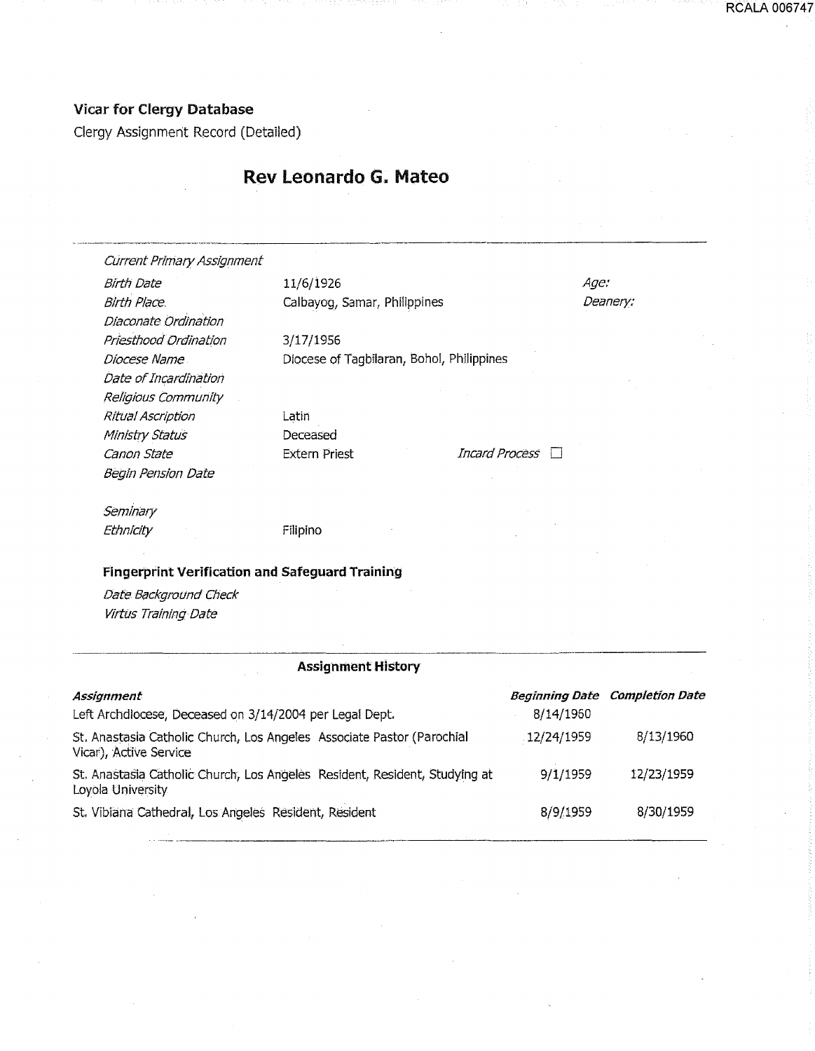**Vicar for Clergy Database**

Clergy Assignment Record (Detailed)

## Rev Leonardo G. Mateo

*Current Primary Assignment*

| | | | |
|---|---|---|---|
| *Birth Date* | 11/6/1926 | *Age:* | |
| *Birth Place* | Calbayog, Samar, Philippines | *Deanery:* | |
| *Diaconate Ordination* | | | |
| *Priesthood Ordination* | 3/17/1956 | | |
| *Diocese Name* | Diocese of Tagbilaran, Bohol, Philippines | | |
| *Date of Incardination* | | | |
| *Religious Community* | | | |
| *Ritual Ascription* | Latin | | |
| *Ministry Status* | Deceased | | |
| *Canon State* | Extern Priest | *Incard Process* ☐ | |
| *Begin Pension Date* | | | |
| *Seminary* | | | |
| *Ethnicity* | Filipino | | |

**Fingerprint Verification and Safeguard Training**

*Date Background Check*

*Virtus Training Date*

**Assignment History**

| *Assignment* | *Beginning Date* | *Completion Date* |
|---|---|---|
| Left Archdiocese, Deceased on 3/14/2004 per Legal Dept. | 8/14/1960 | |
| St. Anastasia Catholic Church, Los Angeles Associate Pastor (Parochial Vicar), Active Service | 12/24/1959 | 8/13/1960 |
| St. Anastasia Catholic Church, Los Angeles Resident, Resident, Studying at Loyola University | 9/1/1959 | 12/23/1959 |
| St. Vibiana Cathedral, Los Angeles Resident, Resident | 8/9/1959 | 8/30/1959 |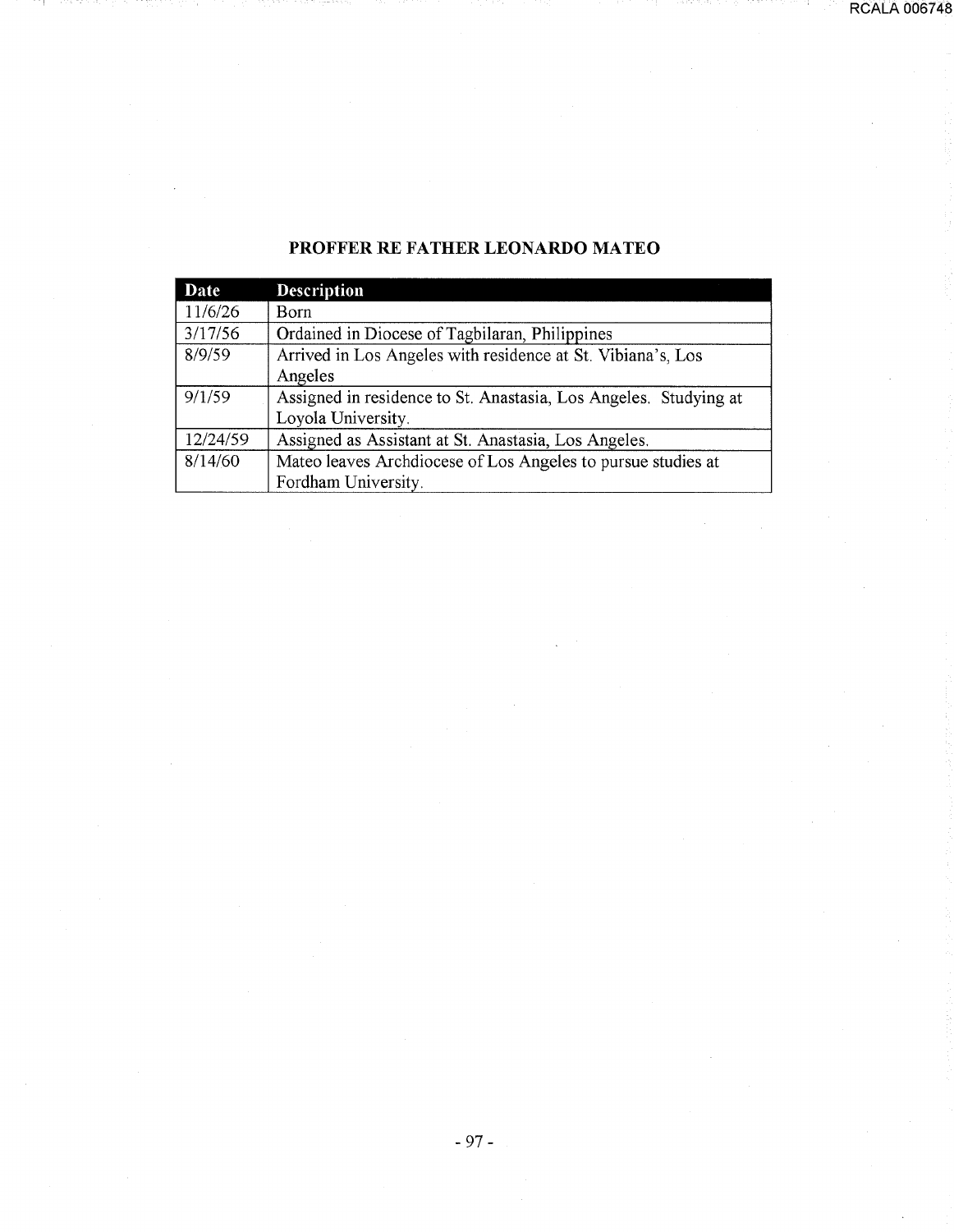**PROFFER RE FATHER LEONARDO MATEO**

| Date | Description |
|---|---|
| 11/6/26 | Born |
| 3/17/56 | Ordained in Diocese of Tagbilaran, Philippines |
| 8/9/59 | Arrived in Los Angeles with residence at St. Vibiana's, Los Angeles |
| 9/1/59 | Assigned in residence to St. Anastasia, Los Angeles. Studying at Loyola University. |
| 12/24/59 | Assigned as Assistant at St. Anastasia, Los Angeles. |
| 8/14/60 | Mateo leaves Archdiocese of Los Angeles to pursue studies at Fordham University. |